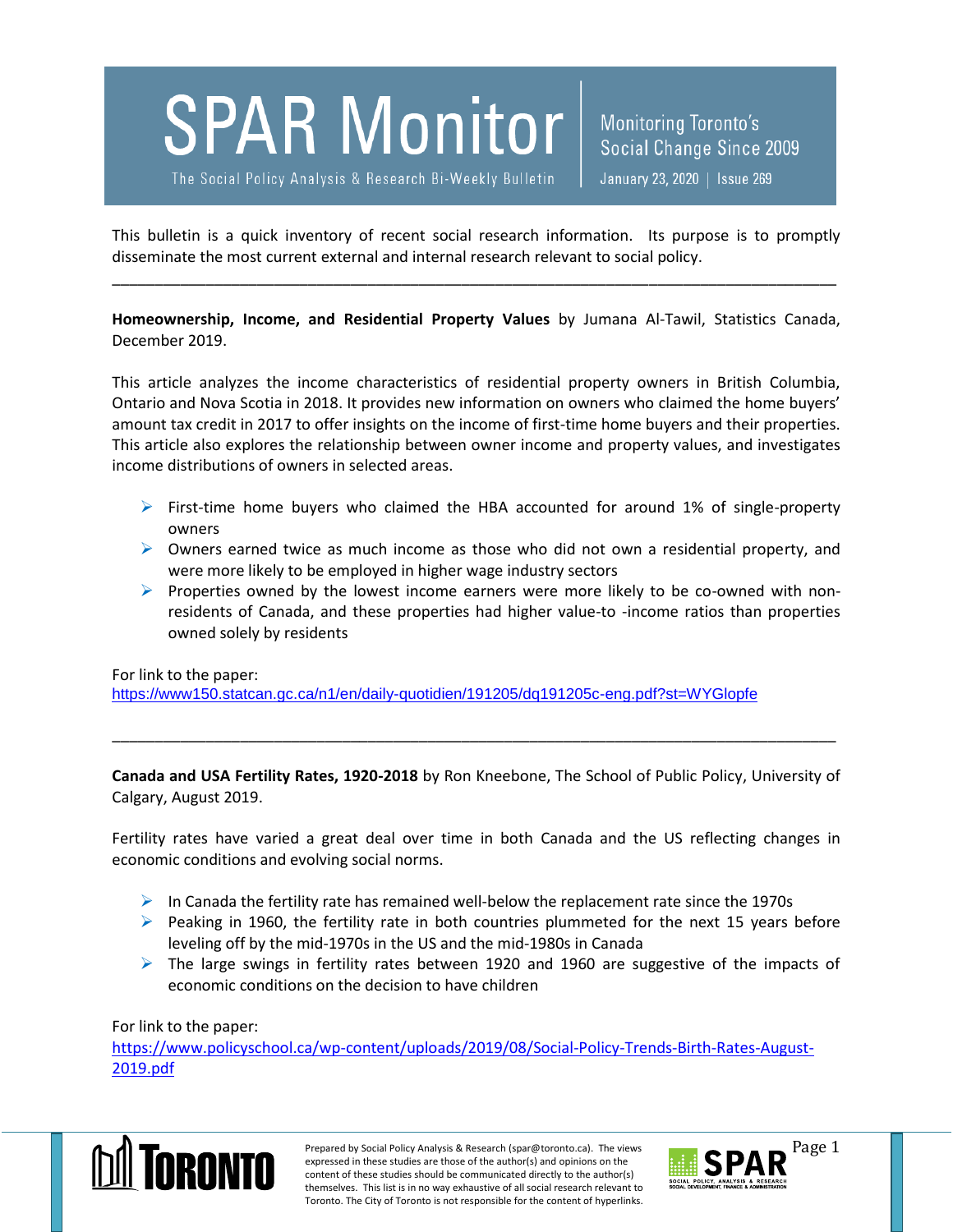# SPAR Monitor

The Social Policy Analysis & Research Bi-Weekly Bulletin

Monitoring Toronto's Social Change Since 2009

January 23, 2020 | Issue 269

This bulletin is a quick inventory of recent social research information. Its purpose is to promptly disseminate the most current external and internal research relevant to social policy.

---

**Homeownership, Income, and Residential Property Values** by Jumana Al-Tawil, Statistics Canada, December 2019.

This article analyzes the income characteristics of residential property owners in British Columbia, Ontario and Nova Scotia in 2018. It provides new information on owners who claimed the home buyers' amount tax credit in 2017 to offer insights on the income of first-time home buyers and their properties. This article also explores the relationship between owner income and property values, and investigates income distributions of owners in selected areas.

- First-time home buyers who claimed the HBA accounted for around 1% of single-property owners
- Owners earned twice as much income as those who did not own a residential property, and were more likely to be employed in higher wage industry sectors
- Properties owned by the lowest income earners were more likely to be co-owned with non-residents of Canada, and these properties had higher value-to -income ratios than properties owned solely by residents

For link to the paper:
https://www150.statcan.gc.ca/n1/en/daily-quotidien/191205/dq191205c-eng.pdf?st=WYGlopfe

---

**Canada and USA Fertility Rates, 1920-2018** by Ron Kneebone, The School of Public Policy, University of Calgary, August 2019.

Fertility rates have varied a great deal over time in both Canada and the US reflecting changes in economic conditions and evolving social norms.

- In Canada the fertility rate has remained well-below the replacement rate since the 1970s
- Peaking in 1960, the fertility rate in both countries plummeted for the next 15 years before leveling off by the mid-1970s in the US and the mid-1980s in Canada
- The large swings in fertility rates between 1920 and 1960 are suggestive of the impacts of economic conditions on the decision to have children

For link to the paper:
https://www.policyschool.ca/wp-content/uploads/2019/08/Social-Policy-Trends-Birth-Rates-August-2019.pdf

Prepared by Social Policy Analysis & Research (spar@toronto.ca). The views expressed in these studies are those of the author(s) and opinions on the content of these studies should be communicated directly to the author(s) themselves. This list is in no way exhaustive of all social research relevant to Toronto. The City of Toronto is not responsible for the content of hyperlinks.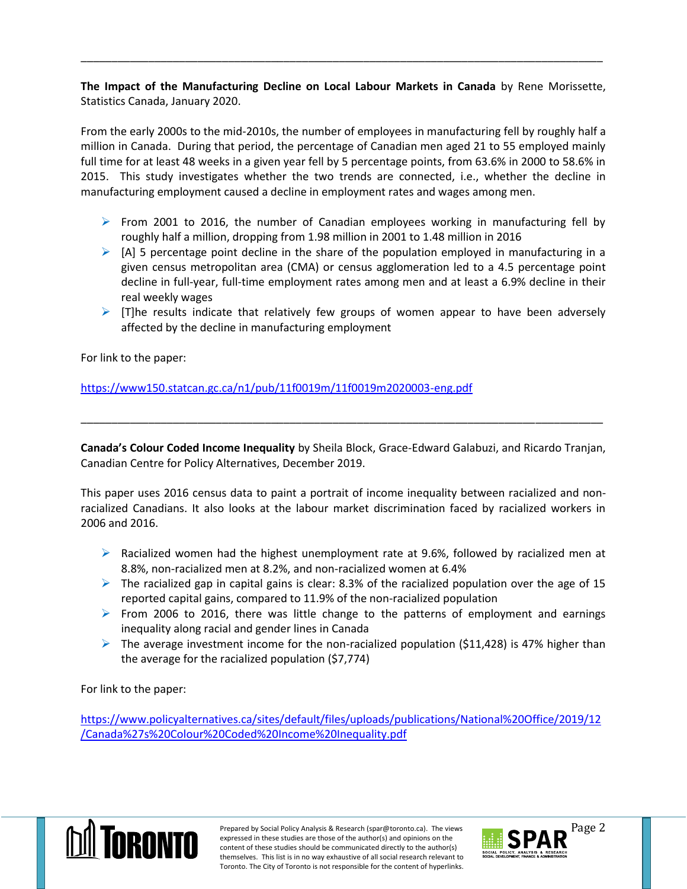---

**The Impact of the Manufacturing Decline on Local Labour Markets in Canada** by Rene Morissette, Statistics Canada, January 2020.

From the early 2000s to the mid-2010s, the number of employees in manufacturing fell by roughly half a million in Canada. During that period, the percentage of Canadian men aged 21 to 55 employed mainly full time for at least 48 weeks in a given year fell by 5 percentage points, from 63.6% in 2000 to 58.6% in 2015. This study investigates whether the two trends are connected, i.e., whether the decline in manufacturing employment caused a decline in employment rates and wages among men.

- From 2001 to 2016, the number of Canadian employees working in manufacturing fell by roughly half a million, dropping from 1.98 million in 2001 to 1.48 million in 2016
- [A] 5 percentage point decline in the share of the population employed in manufacturing in a given census metropolitan area (CMA) or census agglomeration led to a 4.5 percentage point decline in full-year, full-time employment rates among men and at least a 6.9% decline in their real weekly wages
- [T]he results indicate that relatively few groups of women appear to have been adversely affected by the decline in manufacturing employment

For link to the paper:

https://www150.statcan.gc.ca/n1/pub/11f0019m/11f0019m2020003-eng.pdf

---

**Canada's Colour Coded Income Inequality** by Sheila Block, Grace-Edward Galabuzi, and Ricardo Tranjan, Canadian Centre for Policy Alternatives, December 2019.

This paper uses 2016 census data to paint a portrait of income inequality between racialized and non-racialized Canadians. It also looks at the labour market discrimination faced by racialized workers in 2006 and 2016.

- Racialized women had the highest unemployment rate at 9.6%, followed by racialized men at 8.8%, non-racialized men at 8.2%, and non-racialized women at 6.4%
- The racialized gap in capital gains is clear: 8.3% of the racialized population over the age of 15 reported capital gains, compared to 11.9% of the non-racialized population
- From 2006 to 2016, there was little change to the patterns of employment and earnings inequality along racial and gender lines in Canada
- The average investment income for the non-racialized population ($11,428) is 47% higher than the average for the racialized population ($7,774)

For link to the paper:

https://www.policyalternatives.ca/sites/default/files/uploads/publications/National%20Office/2019/12/Canada%27s%20Colour%20Coded%20Income%20Inequality.pdf

Prepared by Social Policy Analysis & Research (spar@toronto.ca). The views expressed in these studies are those of the author(s) and opinions on the content of these studies should be communicated directly to the author(s) themselves. This list is in no way exhaustive of all social research relevant to Toronto. The City of Toronto is not responsible for the content of hyperlinks.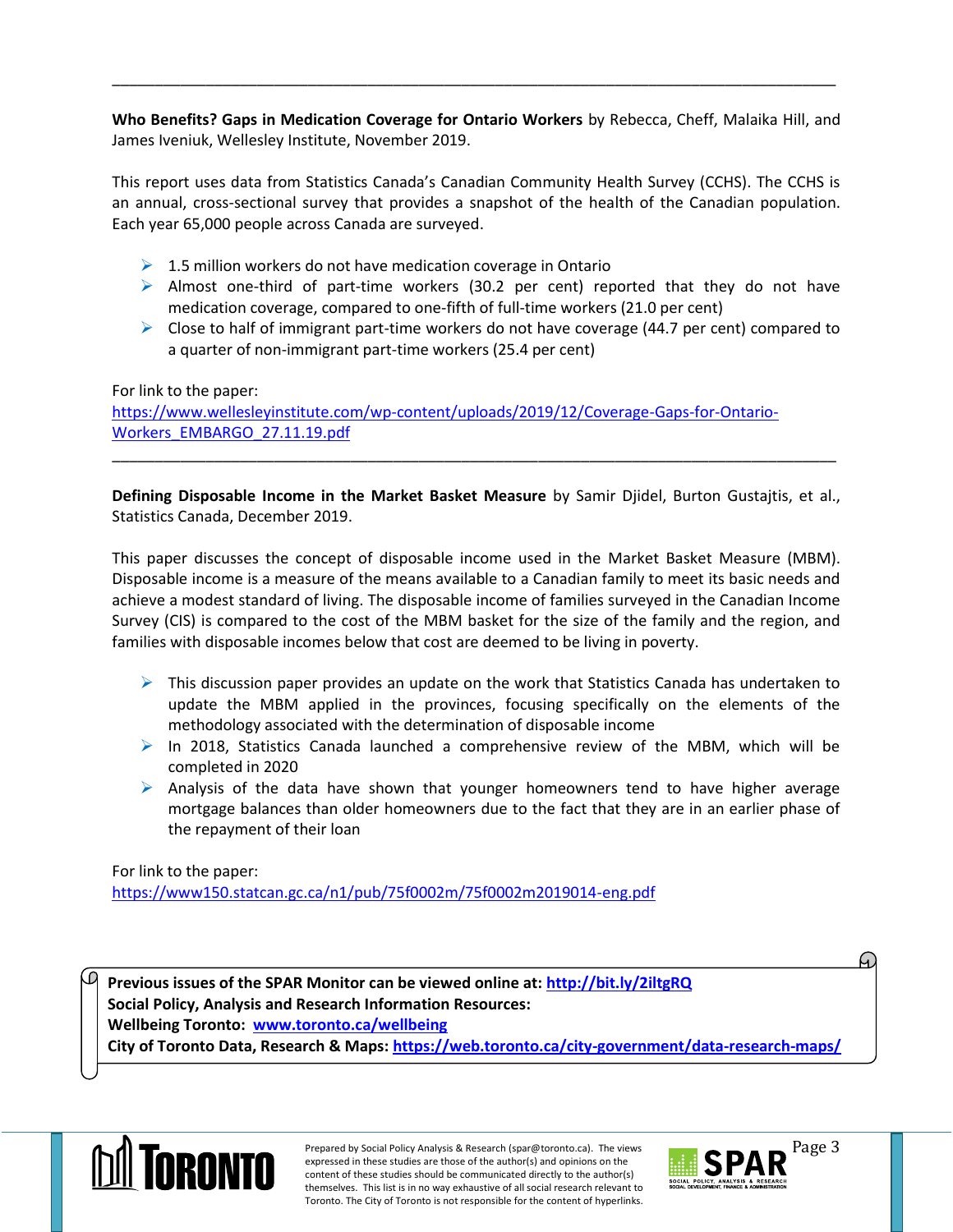---

**Who Benefits? Gaps in Medication Coverage for Ontario Workers** by Rebecca, Cheff, Malaika Hill, and James Iveniuk, Wellesley Institute, November 2019.

This report uses data from Statistics Canada's Canadian Community Health Survey (CCHS). The CCHS is an annual, cross-sectional survey that provides a snapshot of the health of the Canadian population. Each year 65,000 people across Canada are surveyed.

- 1.5 million workers do not have medication coverage in Ontario
- Almost one-third of part-time workers (30.2 per cent) reported that they do not have medication coverage, compared to one-fifth of full-time workers (21.0 per cent)
- Close to half of immigrant part-time workers do not have coverage (44.7 per cent) compared to a quarter of non-immigrant part-time workers (25.4 per cent)

For link to the paper:
https://www.wellesleyinstitute.com/wp-content/uploads/2019/12/Coverage-Gaps-for-Ontario-Workers_EMBARGO_27.11.19.pdf

---

**Defining Disposable Income in the Market Basket Measure** by Samir Djidel, Burton Gustajtis, et al., Statistics Canada, December 2019.

This paper discusses the concept of disposable income used in the Market Basket Measure (MBM). Disposable income is a measure of the means available to a Canadian family to meet its basic needs and achieve a modest standard of living. The disposable income of families surveyed in the Canadian Income Survey (CIS) is compared to the cost of the MBM basket for the size of the family and the region, and families with disposable incomes below that cost are deemed to be living in poverty.

- This discussion paper provides an update on the work that Statistics Canada has undertaken to update the MBM applied in the provinces, focusing specifically on the elements of the methodology associated with the determination of disposable income
- In 2018, Statistics Canada launched a comprehensive review of the MBM, which will be completed in 2020
- Analysis of the data have shown that younger homeowners tend to have higher average mortgage balances than older homeowners due to the fact that they are in an earlier phase of the repayment of their loan

For link to the paper:
https://www150.statcan.gc.ca/n1/pub/75f0002m/75f0002m2019014-eng.pdf

**Previous issues of the SPAR Monitor can be viewed online at: http://bit.ly/2iltgRQ**
**Social Policy, Analysis and Research Information Resources:**
**Wellbeing Toronto: www.toronto.ca/wellbeing**
**City of Toronto Data, Research & Maps: https://web.toronto.ca/city-government/data-research-maps/**

Prepared by Social Policy Analysis & Research (spar@toronto.ca). The views expressed in these studies are those of the author(s) and opinions on the content of these studies should be communicated directly to the author(s) themselves. This list is in no way exhaustive of all social research relevant to Toronto. The City of Toronto is not responsible for the content of hyperlinks.